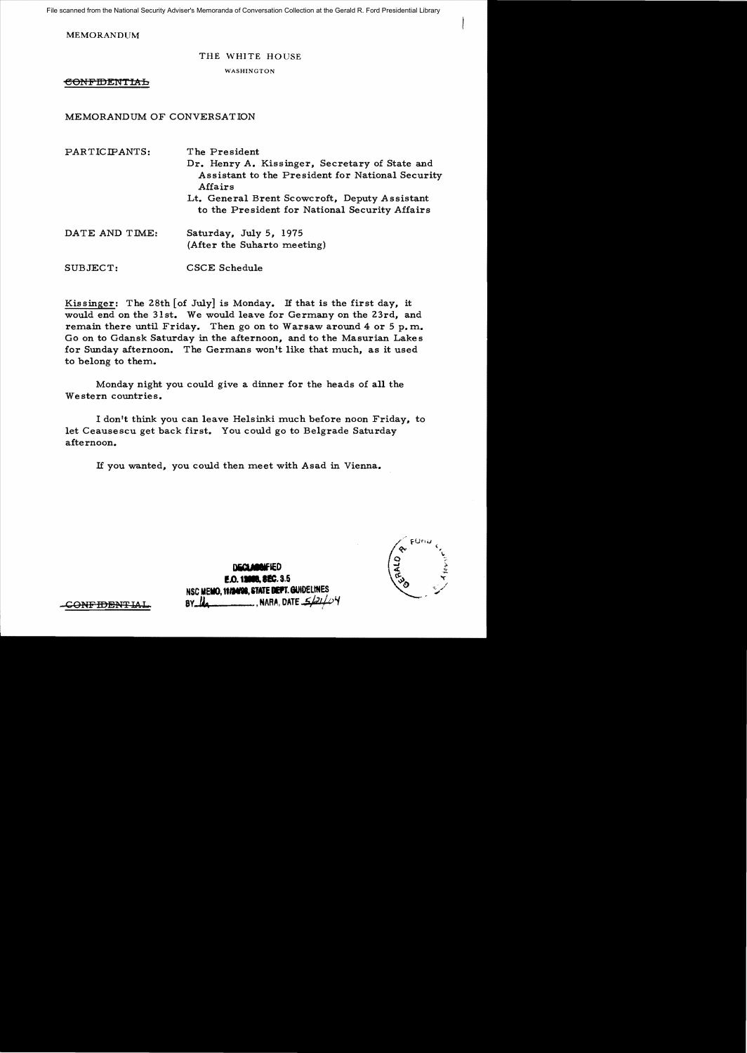File scanned from the National Security Adviser's Memoranda of Conversation Collection at the Gerald R. Ford Presidential Library

MEMORANDUM

THE WHITE HOUSE

WASHINGTON

~~CONFIDENTIAL~~

MEMORANDUM OF CONVERSATION

| | |
|---|---|
| PARTICIPANTS: | The President |
| | Dr. Henry A. Kissinger, Secretary of State and Assistant to the President for National Security Affairs |
| | Lt. General Brent Scowcroft, Deputy Assistant to the President for National Security Affairs |
| DATE AND TIME: | Saturday, July 5, 1975 (After the Suharto meeting) |
| SUBJECT: | CSCE Schedule |

Kissinger: The 28th [of July] is Monday. If that is the first day, it would end on the 31st. We would leave for Germany on the 23rd, and remain there until Friday. Then go on to Warsaw around 4 or 5 p.m. Go on to Gdansk Saturday in the afternoon, and to the Masurian Lakes for Sunday afternoon. The Germans won't like that much, as it used to belong to them.

Monday night you could give a dinner for the heads of all the Western countries.

I don't think you can leave Helsinki much before noon Friday, to let Ceausescu get back first. You could go to Belgrade Saturday afternoon.

If you wanted, you could then meet with Asad in Vienna.

DECLASSIFIED
E.O. 12958, SEC. 3.5
NSC MEMO, 11/24/98, STATE DEPT. GUIDELINES
BY ___, NARA, DATE 5/21/04

~~CONFIDENTIAL~~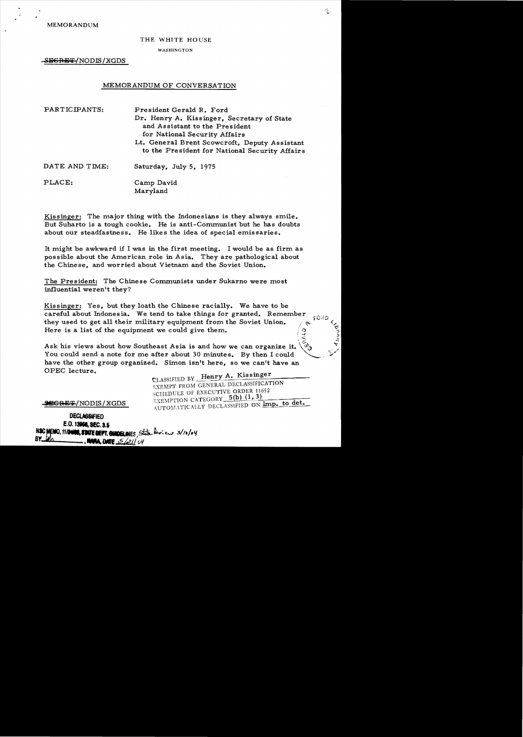MEMORANDUM

THE WHITE HOUSE

WASHINGTON

~~SECRET~~/NODIS/XGDS

MEMORANDUM OF CONVERSATION

PARTICIPANTS: President Gerald R. Ford
Dr. Henry A. Kissinger, Secretary of State and Assistant to the President for National Security Affairs
Lt. General Brent Scowcroft, Deputy Assistant to the President for National Security Affairs

DATE AND TIME: Saturday, July 5, 1975

PLACE: Camp David
Maryland

Kissinger: The major thing with the Indonesians is they always smile. But Suharto is a tough cookie. He is anti-Communist but he has doubts about our steadfastness. He likes the idea of special emissaries.

It might be awkward if I was in the first meeting. I would be as firm as possible about the American role in Asia. They are pathological about the Chinese, and worried about Vietnam and the Soviet Union.

The President: The Chinese Communists under Sukarno were most influential weren't they?

Kissinger: Yes, but they loath the Chinese racially. We have to be careful about Indonesia. We tend to take things for granted. Remember they used to get all their military equipment from the Soviet Union. Here is a list of the equipment we could give them.

Ask his views about how Southeast Asia is and how we can organize it. You could send a note for me after about 30 minutes. By then I could have the other group organized. Simon isn't here, so we can't have an OPEC lecture.

CLASSIFIED BY Henry A. Kissinger
EXEMPT FROM GENERAL DECLASSIFICATION SCHEDULE OF EXECUTIVE ORDER 11652
EXEMPTION CATEGORY 5(b) (1, 3)
AUTOMATICALLY DECLASSIFIED ON Imp. to det.

~~SECRET~~/NODIS/XGDS

DECLASSIFIED
E.O. 12958, SEC. 3.5
NSC MEMO, 11/24/98, STATE DEPT. GUIDELINES, State Review 3/10/04
BY [illegible], NARA, DATE 5/21/04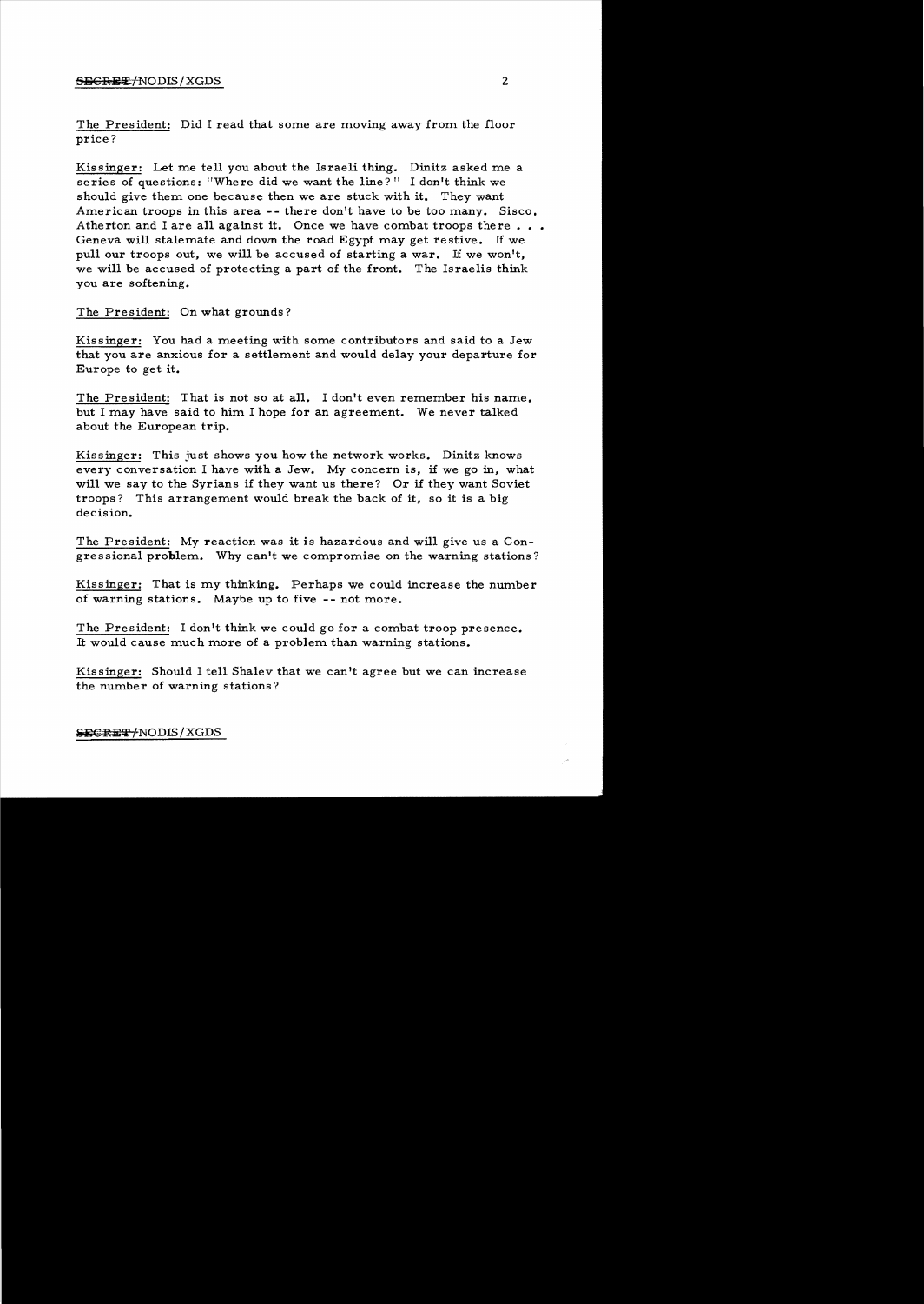The President: Did I read that some are moving away from the floor price?

Kissinger: Let me tell you about the Israeli thing. Dinitz asked me a series of questions: "Where did we want the line?" I don't think we should give them one because then we are stuck with it. They want American troops in this area -- there don't have to be too many. Sisco, Atherton and I are all against it. Once we have combat troops there . . . Geneva will stalemate and down the road Egypt may get restive. If we pull our troops out, we will be accused of starting a war. If we won't, we will be accused of protecting a part of the front. The Israelis think you are softening.

The President: On what grounds?

Kissinger: You had a meeting with some contributors and said to a Jew that you are anxious for a settlement and would delay your departure for Europe to get it.

The President: That is not so at all. I don't even remember his name, but I may have said to him I hope for an agreement. We never talked about the European trip.

Kissinger: This just shows you how the network works. Dinitz knows every conversation I have with a Jew. My concern is, if we go in, what will we say to the Syrians if they want us there? Or if they want Soviet troops? This arrangement would break the back of it, so it is a big decision.

The President: My reaction was it is hazardous and will give us a Congressional problem. Why can't we compromise on the warning stations?

Kissinger: That is my thinking. Perhaps we could increase the number of warning stations. Maybe up to five -- not more.

The President: I don't think we could go for a combat troop presence. It would cause much more of a problem than warning stations.

Kissinger: Should I tell Shalev that we can't agree but we can increase the number of warning stations?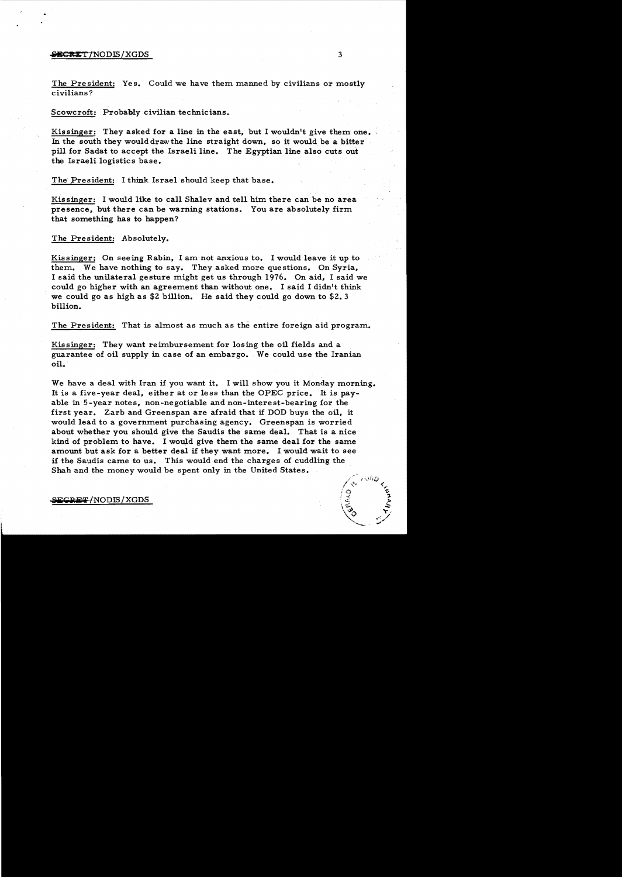The President: Yes. Could we have them manned by civilians or mostly civilians?

Scowcroft: Probably civilian technicians.

Kissinger: They asked for a line in the east, but I wouldn't give them one. In the south they would draw the line straight down, so it would be a bitter pill for Sadat to accept the Israeli line. The Egyptian line also cuts out the Israeli logistics base.

The President: I think Israel should keep that base.

Kissinger: I would like to call Shalev and tell him there can be no area presence, but there can be warning stations. You are absolutely firm that something has to happen?

The President: Absolutely.

Kissinger: On seeing Rabin, I am not anxious to. I would leave it up to them. We have nothing to say. They asked more questions. On Syria, I said the unilateral gesture might get us through 1976. On aid, I said we could go higher with an agreement than without one. I said I didn't think we could go as high as $2 billion. He said they could go down to $2.3 billion.

The President: That is almost as much as the entire foreign aid program.

Kissinger: They want reimbursement for losing the oil fields and a guarantee of oil supply in case of an embargo. We could use the Iranian oil.

We have a deal with Iran if you want it. I will show you it Monday morning. It is a five-year deal, either at or less than the OPEC price. It is payable in 5-year notes, non-negotiable and non-interest-bearing for the first year. Zarb and Greenspan are afraid that if DOD buys the oil, it would lead to a government purchasing agency. Greenspan is worried about whether you should give the Saudis the same deal. That is a nice kind of problem to have. I would give them the same deal for the same amount but ask for a better deal if they want more. I would wait to see if the Saudis came to us. This would end the charges of cuddling the Shah and the money would be spent only in the United States.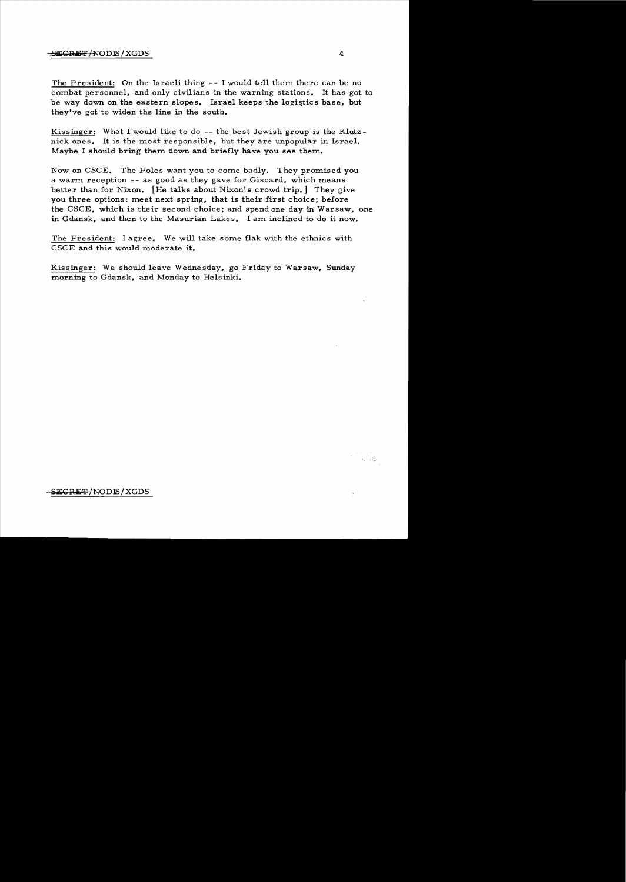The President: On the Israeli thing -- I would tell them there can be no combat personnel, and only civilians in the warning stations. It has got to be way down on the eastern slopes. Israel keeps the logistics base, but they've got to widen the line in the south.

Kissinger: What I would like to do -- the best Jewish group is the Klutznick ones. It is the most responsible, but they are unpopular in Israel. Maybe I should bring them down and briefly have you see them.

Now on CSCE. The Poles want you to come badly. They promised you a warm reception -- as good as they gave for Giscard, which means better than for Nixon. [He talks about Nixon's crowd trip.] They give you three options: meet next spring, that is their first choice; before the CSCE, which is their second choice; and spend one day in Warsaw, one in Gdansk, and then to the Masurian Lakes. I am inclined to do it now.

The President: I agree. We will take some flak with the ethnics with CSCE and this would moderate it.

Kissinger: We should leave Wednesday, go Friday to Warsaw, Sunday morning to Gdansk, and Monday to Helsinki.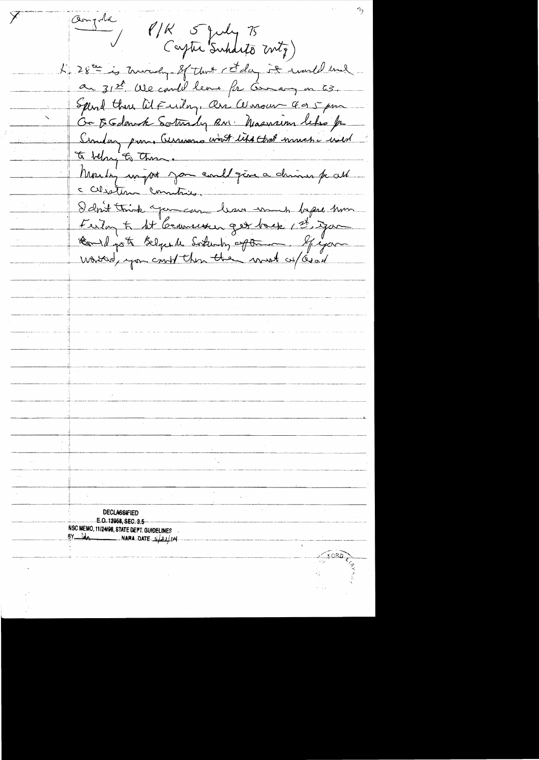Angola / P/K 5 July 75
(Capt Suhdito intg)

K: 28th is Monday. If that 1st day it would end on 31st. We could leave for Germany on 23. Spend there til Friday. Arr Warsaw 4 or 5 pm. Go to Gdansk Saturday AM. Massive lifts for Sunday pm. Germans want like that much & will to belong to them.

Monday night you could give a dinner for all c Western countries.

I don't think you can leave much before him Friday to let Ceausescu get back. 1st, you should go to Belgrade Saturday afternoon. If you wanted, you could then then meet w/Assad

DECLASSIFIED
E.O. 12958, SEC. 3.5
NSC MEMO, 11/24/98, STATE DEPT. GUIDELINES
BY ___ NARA DATE 5/21/04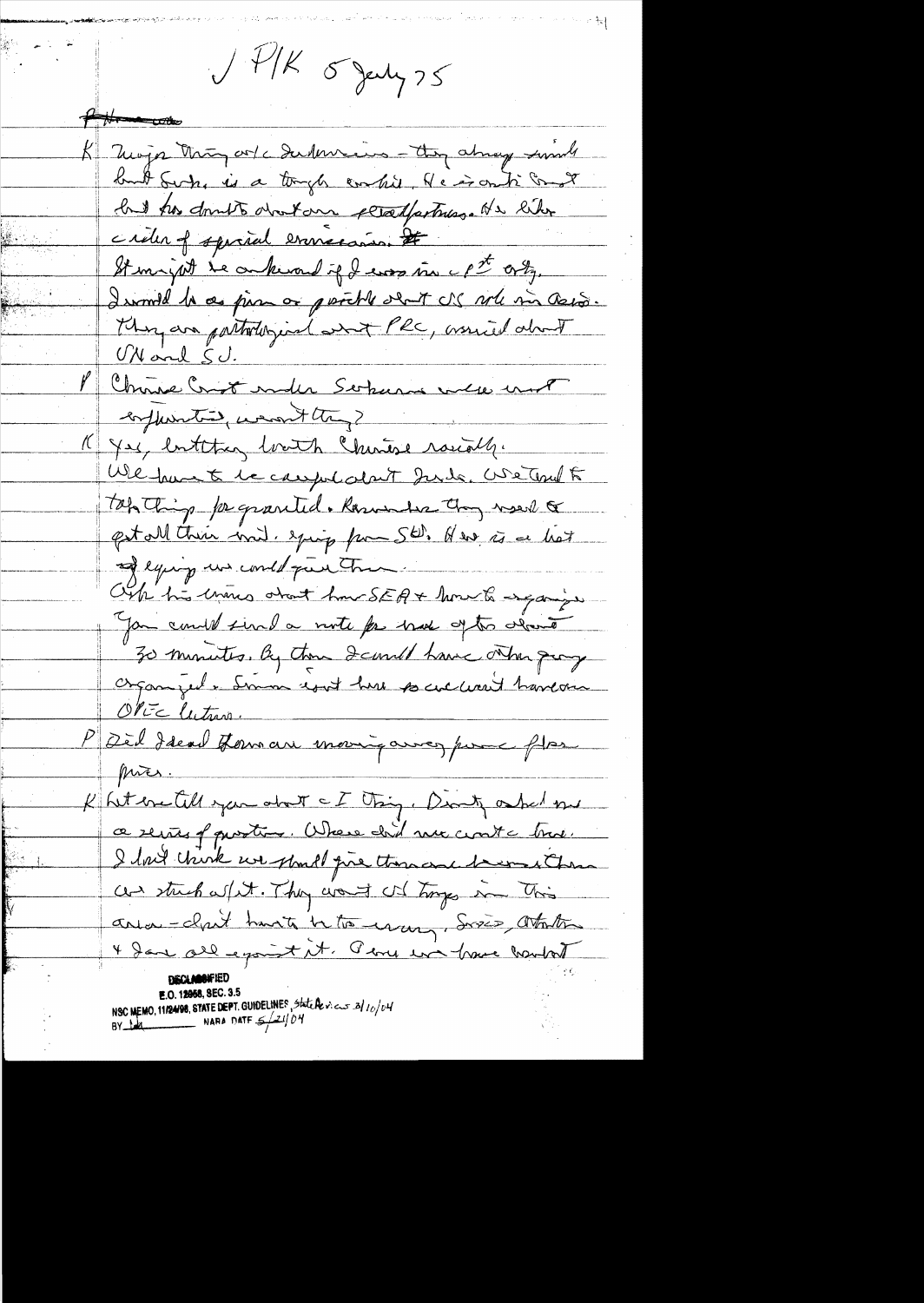J P/K 5 July 75

K Major thing w/c Indonesia – they always smile but Suharto is a tough cookie. He is anti-Comm but has doubts about our steadfastness. He likes idea of special emissaries. It might be awkward if I was in 1st qtr.
I would be as firm as possible about US role in Asia. They are pathological about PRC, worried about UN and SU.

P Chinese Comm under Sukarno were most influential, weren't they?

K Yes, but they loathe Chinese racially.
We have to be careful about Indo. We tend to take things for granted. Remember they need to get all their mil. equip from SU. Here is a list of equip we could give them.
Ask his views about how SEA + how to organize.
You could send a note for each of the about 30 minutes. By then I could have other group organized. Simon isn't here so we won't have an OPEC lecture.

P Did I read Brown are moving away from f[...] prices.

K Let me tell you about a I thing. Dirty asked me a series of questions. Where did we contact trace. I don't think we should give them and [...] them we stuck w/ it. They want US troops in this area – don't have to be too many. Syria, Arafat + Iran all against it. Once we have brought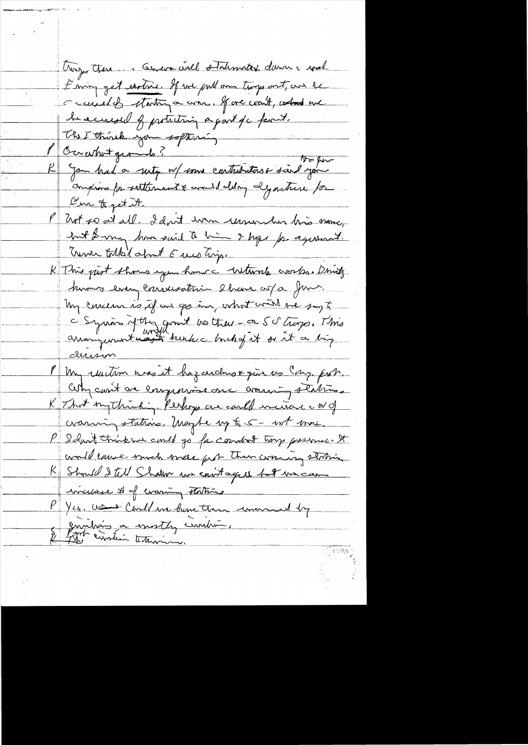troops there . . Geneva will stalemate down & wait

E may get restive. If we pull our troops out, we'll be accused of starting a war. If we can't, we'll be accused of protecting a part of the front.

Th I think you softening

P On what grounds?

K You had a party w/ some contributors & said you anxious for settlement & would delay dy nature for Cur to get it. [to your]

P Not so at all. I don't even remember his name, but I may have said to him I hope for agreement. Never talked about E use troops.

K This just shows you how c network works. Dinitz knows every conversation I have w/ a Jew. My concern is, if we go in, what will we say to c Syrians if they point to them — or US troops. This arrangement would hinder back of it so it a big decision

P My reaction was it hazardous & give us Cong. prob. Why can't we compromise on warning stations.

K That my thinking. Perhaps we could increase c # of warning stations. Maybe up to 5 — not more.

P I don't think we could go for combat troops presence. It would cause much more prob than warning station.

K Should I tell Shalom we can't agree but we can increase # of warning stations

P Yes. We could we have them manned by civilians or mostly civilians.

K Not civilian technicians.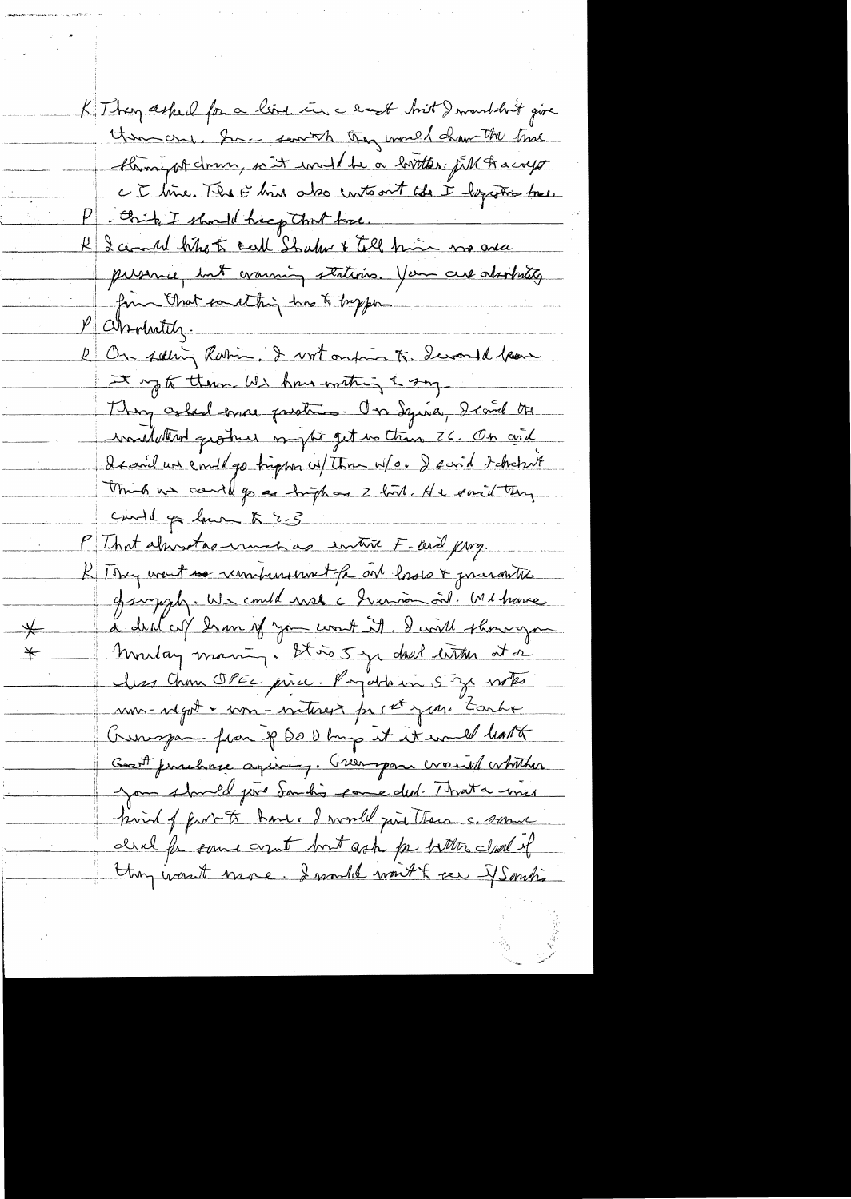K They asked for a line in c east but I wouldn't give them one. Since surely they would draw the line through down, so it would be a better fill to accept c I line. The c line also cuts out the I logistics too.

P. Think I should keep that line.

K I would like to call Shah & tell him no area presence, but warning stations. You are absolutely firm that something has to happen.

P Absolutely.

K On selling Rabin. I not anxious to. I would leave it up to them. We have nothing to say.

They asked more questions. On Syria, I said the unilateral gesture might get us through 26. On oil I said we could go higher w/ them w/o. I said I doubt I think we could go as high as 2 bil. He said they could go down to 2.3

P That almost as much as entire F-aid prog.

K They want commitment for oil loss & guarantee of supply. We could work c Iranian oil. We have a deal w/ Iran if you want it. I will show you

*
*

Monday morning. It is 5 yr deal either at or less than OPEC price. Payable in 5 yr notes non-negot & non-interest for 1st year. Zarb & Greenspan fear if OUD buys it it would lead to Govt purchase agency. Greenspan worried whether you should give Simon some deal. That a nice kind of part to have. I would give them c same deal for some amount but ask for better deal if they want more. I would want to see if Simon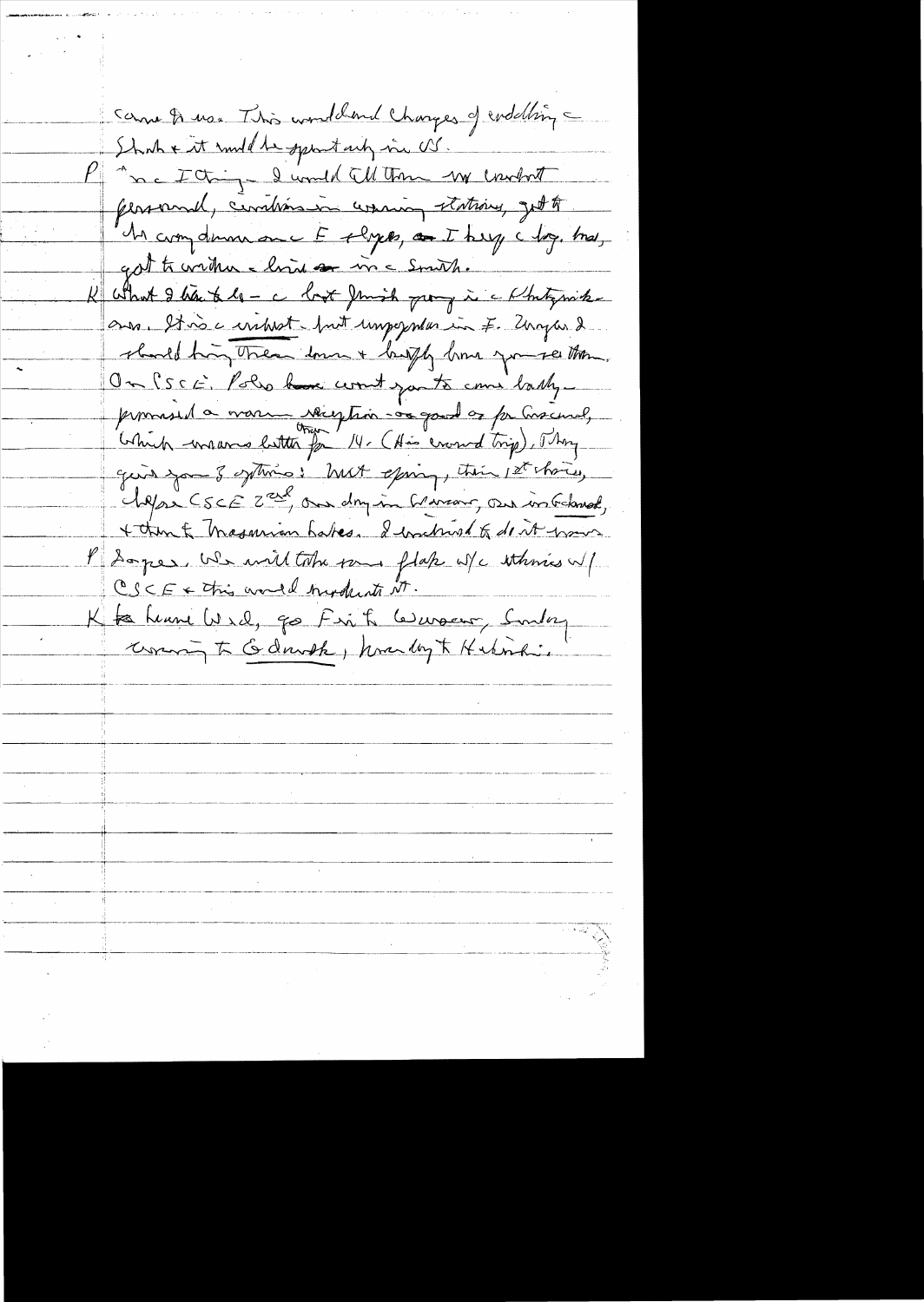came to use. This would end charges of coddling the Shah & it would be spent only in US.

P On the I thing — I would tell them we can't put personnel, civilians in warning stations, get the Air Army down on the F flights, or I keep the log. tone, got to withdraw the line in the South.

K What I like to do — the best finish going in the Chatzwik- area. It's the wisest but unpopular in F. Unique I should bring them down & briefly have you see them. On CSCE, Palo has wanted you to come badly — promised a warm reception — as good as for Giscard, which means better than for 14. (His crowd trip). They gave you 3 options: next spring, their 1st choice, before CSCE 2nd, one day in Warsaw, one in Gdansk, & then to Masurian lakes. I instructed to do it pronto.

P Suppose. We will take some flak w/ the ethnics w/ CSCE & this would undercut it.

K to have Wed, go Fri to Warsaw, Sunday evening to Gdansk, Monday to Helsinki.